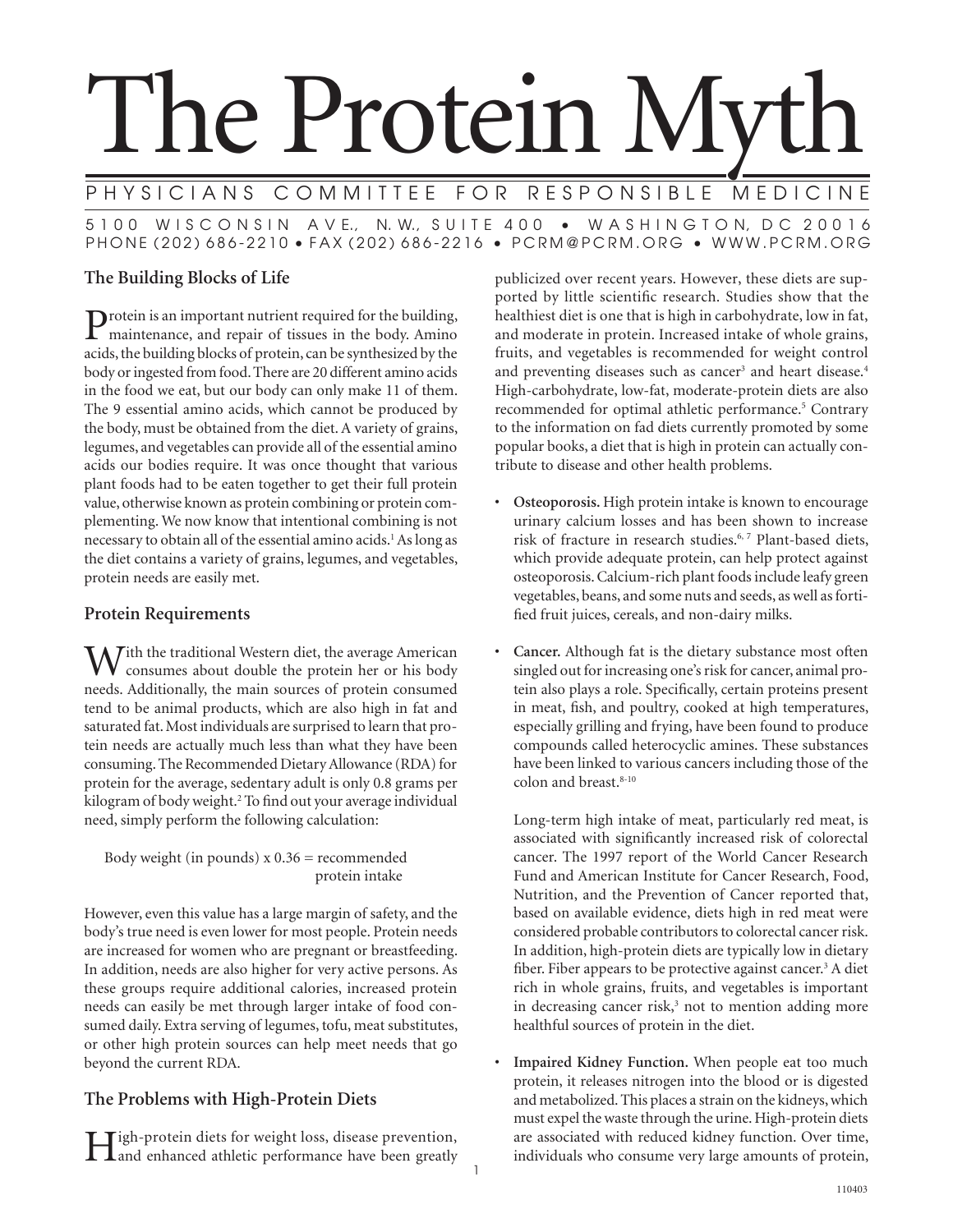# The Protein Myth

PHYSICIANS COMMITTEE FOR RESPONSIBLE MEDICINE

5100 WISCONSIN AVE., N.W., SUITE 400 • WASHINGTON, DC 20016
PHONE (202) 686-2210 • FAX (202) 686-2216 • PCRM@PCRM.ORG • WWW.PCRM.ORG

## The Building Blocks of Life

Protein is an important nutrient required for the building, maintenance, and repair of tissues in the body. Amino acids, the building blocks of protein, can be synthesized by the body or ingested from food. There are 20 different amino acids in the food we eat, but our body can only make 11 of them. The 9 essential amino acids, which cannot be produced by the body, must be obtained from the diet. A variety of grains, legumes, and vegetables can provide all of the essential amino acids our bodies require. It was once thought that various plant foods had to be eaten together to get their full protein value, otherwise known as protein combining or protein complementing. We now know that intentional combining is not necessary to obtain all of the essential amino acids.[1] As long as the diet contains a variety of grains, legumes, and vegetables, protein needs are easily met.

## Protein Requirements

With the traditional Western diet, the average American consumes about double the protein her or his body needs. Additionally, the main sources of protein consumed tend to be animal products, which are also high in fat and saturated fat. Most individuals are surprised to learn that protein needs are actually much less than what they have been consuming. The Recommended Dietary Allowance (RDA) for protein for the average, sedentary adult is only 0.8 grams per kilogram of body weight.[2] To find out your average individual need, simply perform the following calculation:

Body weight (in pounds) x 0.36 = recommended protein intake

However, even this value has a large margin of safety, and the body's true need is even lower for most people. Protein needs are increased for women who are pregnant or breastfeeding. In addition, needs are also higher for very active persons. As these groups require additional calories, increased protein needs can easily be met through larger intake of food consumed daily. Extra serving of legumes, tofu, meat substitutes, or other high protein sources can help meet needs that go beyond the current RDA.

## The Problems with High-Protein Diets

High-protein diets for weight loss, disease prevention, and enhanced athletic performance have been greatly publicized over recent years. However, these diets are supported by little scientific research. Studies show that the healthiest diet is one that is high in carbohydrate, low in fat, and moderate in protein. Increased intake of whole grains, fruits, and vegetables is recommended for weight control and preventing diseases such as cancer[3] and heart disease.[4] High-carbohydrate, low-fat, moderate-protein diets are also recommended for optimal athletic performance.[5] Contrary to the information on fad diets currently promoted by some popular books, a diet that is high in protein can actually contribute to disease and other health problems.

- **Osteoporosis.** High protein intake is known to encourage urinary calcium losses and has been shown to increase risk of fracture in research studies.[6,7] Plant-based diets, which provide adequate protein, can help protect against osteoporosis. Calcium-rich plant foods include leafy green vegetables, beans, and some nuts and seeds, as well as fortified fruit juices, cereals, and non-dairy milks.

- **Cancer.** Although fat is the dietary substance most often singled out for increasing one's risk for cancer, animal protein also plays a role. Specifically, certain proteins present in meat, fish, and poultry, cooked at high temperatures, especially grilling and frying, have been found to produce compounds called heterocyclic amines. These substances have been linked to various cancers including those of the colon and breast.[8-10]

  Long-term high intake of meat, particularly red meat, is associated with significantly increased risk of colorectal cancer. The 1997 report of the World Cancer Research Fund and American Institute for Cancer Research, Food, Nutrition, and the Prevention of Cancer reported that, based on available evidence, diets high in red meat were considered probable contributors to colorectal cancer risk. In addition, high-protein diets are typically low in dietary fiber. Fiber appears to be protective against cancer.[3] A diet rich in whole grains, fruits, and vegetables is important in decreasing cancer risk,[3] not to mention adding more healthful sources of protein in the diet.

- **Impaired Kidney Function.** When people eat too much protein, it releases nitrogen into the blood or is digested and metabolized. This places a strain on the kidneys, which must expel the waste through the urine. High-protein diets are associated with reduced kidney function. Over time, individuals who consume very large amounts of protein,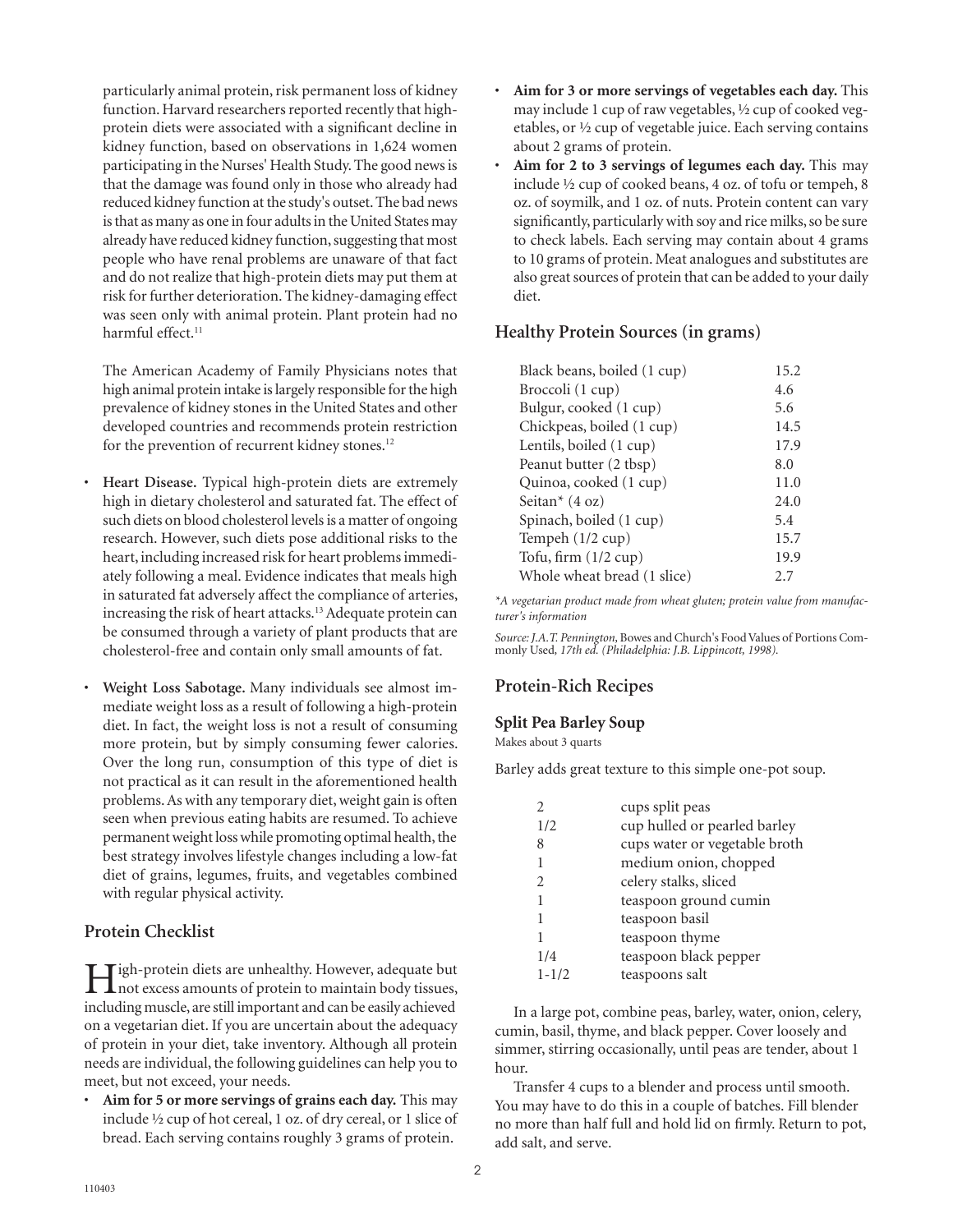particularly animal protein, risk permanent loss of kidney function. Harvard researchers reported recently that high-protein diets were associated with a significant decline in kidney function, based on observations in 1,624 women participating in the Nurses' Health Study. The good news is that the damage was found only in those who already had reduced kidney function at the study's outset. The bad news is that as many as one in four adults in the United States may already have reduced kidney function, suggesting that most people who have renal problems are unaware of that fact and do not realize that high-protein diets may put them at risk for further deterioration. The kidney-damaging effect was seen only with animal protein. Plant protein had no harmful effect.[11]

The American Academy of Family Physicians notes that high animal protein intake is largely responsible for the high prevalence of kidney stones in the United States and other developed countries and recommends protein restriction for the prevention of recurrent kidney stones.[12]

- **Heart Disease.** Typical high-protein diets are extremely high in dietary cholesterol and saturated fat. The effect of such diets on blood cholesterol levels is a matter of ongoing research. However, such diets pose additional risks to the heart, including increased risk for heart problems immediately following a meal. Evidence indicates that meals high in saturated fat adversely affect the compliance of arteries, increasing the risk of heart attacks.[13] Adequate protein can be consumed through a variety of plant products that are cholesterol-free and contain only small amounts of fat.

- **Weight Loss Sabotage.** Many individuals see almost immediate weight loss as a result of following a high-protein diet. In fact, the weight loss is not a result of consuming more protein, but by simply consuming fewer calories. Over the long run, consumption of this type of diet is not practical as it can result in the aforementioned health problems. As with any temporary diet, weight gain is often seen when previous eating habits are resumed. To achieve permanent weight loss while promoting optimal health, the best strategy involves lifestyle changes including a low-fat diet of grains, legumes, fruits, and vegetables combined with regular physical activity.

## Protein Checklist

High-protein diets are unhealthy. However, adequate but not excess amounts of protein to maintain body tissues, including muscle, are still important and can be easily achieved on a vegetarian diet. If you are uncertain about the adequacy of protein in your diet, take inventory. Although all protein needs are individual, the following guidelines can help you to meet, but not exceed, your needs.

- **Aim for 5 or more servings of grains each day.** This may include ½ cup of hot cereal, 1 oz. of dry cereal, or 1 slice of bread. Each serving contains roughly 3 grams of protein.
- **Aim for 3 or more servings of vegetables each day.** This may include 1 cup of raw vegetables, ½ cup of cooked vegetables, or ½ cup of vegetable juice. Each serving contains about 2 grams of protein.
- **Aim for 2 to 3 servings of legumes each day.** This may include ½ cup of cooked beans, 4 oz. of tofu or tempeh, 8 oz. of soymilk, and 1 oz. of nuts. Protein content can vary significantly, particularly with soy and rice milks, so be sure to check labels. Each serving may contain about 4 grams to 10 grams of protein. Meat analogues and substitutes are also great sources of protein that can be added to your daily diet.

## Healthy Protein Sources (in grams)

| Food | Protein |
|---|---|
| Black beans, boiled (1 cup) | 15.2 |
| Broccoli (1 cup) | 4.6 |
| Bulgur, cooked (1 cup) | 5.6 |
| Chickpeas, boiled (1 cup) | 14.5 |
| Lentils, boiled (1 cup) | 17.9 |
| Peanut butter (2 tbsp) | 8.0 |
| Quinoa, cooked (1 cup) | 11.0 |
| Seitan* (4 oz) | 24.0 |
| Spinach, boiled (1 cup) | 5.4 |
| Tempeh (1/2 cup) | 15.7 |
| Tofu, firm (1/2 cup) | 19.9 |
| Whole wheat bread (1 slice) | 2.7 |

*\*A vegetarian product made from wheat gluten; protein value from manufacturer's information*

*Source: J.A.T. Pennington,* Bowes and Church's Food Values of Portions Commonly Used*, 17th ed. (Philadelphia: J.B. Lippincott, 1998).*

## Protein-Rich Recipes

### Split Pea Barley Soup

Makes about 3 quarts

Barley adds great texture to this simple one-pot soup.

| | |
|---|---|
| 2 | cups split peas |
| 1/2 | cup hulled or pearled barley |
| 8 | cups water or vegetable broth |
| 1 | medium onion, chopped |
| 2 | celery stalks, sliced |
| 1 | teaspoon ground cumin |
| 1 | teaspoon basil |
| 1 | teaspoon thyme |
| 1/4 | teaspoon black pepper |
| 1-1/2 | teaspoons salt |

In a large pot, combine peas, barley, water, onion, celery, cumin, basil, thyme, and black pepper. Cover loosely and simmer, stirring occasionally, until peas are tender, about 1 hour.

Transfer 4 cups to a blender and process until smooth. You may have to do this in a couple of batches. Fill blender no more than half full and hold lid on firmly. Return to pot, add salt, and serve.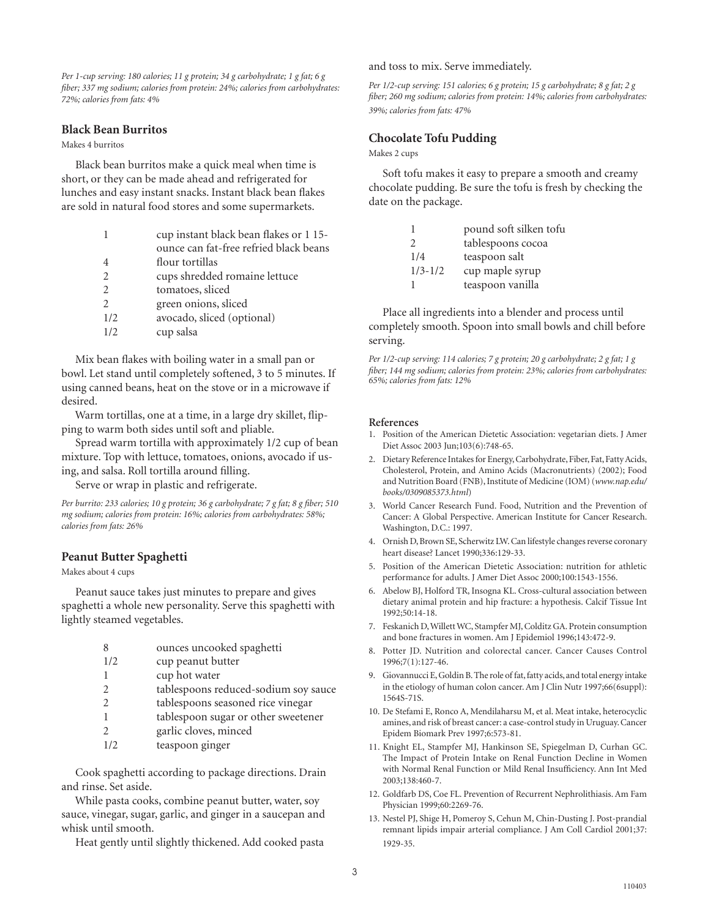*Per 1-cup serving: 180 calories; 11 g protein; 34 g carbohydrate; 1 g fat; 6 g fiber; 337 mg sodium; calories from protein: 24%; calories from carbohydrates: 72%; calories from fats: 4%*

### Black Bean Burritos

Makes 4 burritos

Black bean burritos make a quick meal when time is short, or they can be made ahead and refrigerated for lunches and easy instant snacks. Instant black bean flakes are sold in natural food stores and some supermarkets.

| | |
|---|---|
| 1 | cup instant black bean flakes or 1 15-ounce can fat-free refried black beans |
| 4 | flour tortillas |
| 2 | cups shredded romaine lettuce |
| 2 | tomatoes, sliced |
| 2 | green onions, sliced |
| 1/2 | avocado, sliced (optional) |
| 1/2 | cup salsa |

Mix bean flakes with boiling water in a small pan or bowl. Let stand until completely softened, 3 to 5 minutes. If using canned beans, heat on the stove or in a microwave if desired.

Warm tortillas, one at a time, in a large dry skillet, flipping to warm both sides until soft and pliable.

Spread warm tortilla with approximately 1/2 cup of bean mixture. Top with lettuce, tomatoes, onions, avocado if using, and salsa. Roll tortilla around filling.

Serve or wrap in plastic and refrigerate.

*Per burrito: 233 calories; 10 g protein; 36 g carbohydrate; 7 g fat; 8 g fiber; 510 mg sodium; calories from protein: 16%; calories from carbohydrates: 58%; calories from fats: 26%*

### Peanut Butter Spaghetti

Makes about 4 cups

Peanut sauce takes just minutes to prepare and gives spaghetti a whole new personality. Serve this spaghetti with lightly steamed vegetables.

| | |
|---|---|
| 8 | ounces uncooked spaghetti |
| 1/2 | cup peanut butter |
| 1 | cup hot water |
| 2 | tablespoons reduced-sodium soy sauce |
| 2 | tablespoons seasoned rice vinegar |
| 1 | tablespoon sugar or other sweetener |
| 2 | garlic cloves, minced |
| 1/2 | teaspoon ginger |

Cook spaghetti according to package directions. Drain and rinse. Set aside.

While pasta cooks, combine peanut butter, water, soy sauce, vinegar, sugar, garlic, and ginger in a saucepan and whisk until smooth.

Heat gently until slightly thickened. Add cooked pasta and toss to mix. Serve immediately.

*Per 1/2-cup serving: 151 calories; 6 g protein; 15 g carbohydrate; 8 g fat; 2 g fiber; 260 mg sodium; calories from protein: 14%; calories from carbohydrates: 39%; calories from fats: 47%*

### Chocolate Tofu Pudding

Makes 2 cups

Soft tofu makes it easy to prepare a smooth and creamy chocolate pudding. Be sure the tofu is fresh by checking the date on the package.

| | |
|---|---|
| 1 | pound soft silken tofu |
| 2 | tablespoons cocoa |
| 1/4 | teaspoon salt |
| 1/3-1/2 | cup maple syrup |
| 1 | teaspoon vanilla |

Place all ingredients into a blender and process until completely smooth. Spoon into small bowls and chill before serving.

*Per 1/2-cup serving: 114 calories; 7 g protein; 20 g carbohydrate; 2 g fat; 1 g fiber; 144 mg sodium; calories from protein: 23%; calories from carbohydrates: 65%; calories from fats: 12%*

#### References

1. Position of the American Dietetic Association: vegetarian diets. J Amer Diet Assoc 2003 Jun;103(6):748-65.
2. Dietary Reference Intakes for Energy, Carbohydrate, Fiber, Fat, Fatty Acids, Cholesterol, Protein, and Amino Acids (Macronutrients) (2002); Food and Nutrition Board (FNB), Institute of Medicine (IOM) (*www.nap.edu/books/0309085373.html*)
3. World Cancer Research Fund. Food, Nutrition and the Prevention of Cancer: A Global Perspective. American Institute for Cancer Research. Washington, D.C.: 1997.
4. Ornish D, Brown SE, Scherwitz LW. Can lifestyle changes reverse coronary heart disease? Lancet 1990;336:129-33.
5. Position of the American Dietetic Association: nutrition for athletic performance for adults. J Amer Diet Assoc 2000;100:1543-1556.
6. Abelow BJ, Holford TR, Insogna KL. Cross-cultural association between dietary animal protein and hip fracture: a hypothesis. Calcif Tissue Int 1992;50:14-18.
7. Feskanich D, Willett WC, Stampfer MJ, Colditz GA. Protein consumption and bone fractures in women. Am J Epidemiol 1996;143:472-9.
8. Potter JD. Nutrition and colorectal cancer. Cancer Causes Control 1996;7(1):127-46.
9. Giovannucci E, Goldin B. The role of fat, fatty acids, and total energy intake in the etiology of human colon cancer. Am J Clin Nutr 1997;66(6suppl): 1564S-71S.
10. De Stefami E, Ronco A, Mendilaharsu M, et al. Meat intake, heterocyclic amines, and risk of breast cancer: a case-control study in Uruguay. Cancer Epidem Biomark Prev 1997;6:573-81.
11. Knight EL, Stampfer MJ, Hankinson SE, Spiegelman D, Curhan GC. The Impact of Protein Intake on Renal Function Decline in Women with Normal Renal Function or Mild Renal Insufficiency. Ann Int Med 2003;138:460-7.
12. Goldfarb DS, Coe FL. Prevention of Recurrent Nephrolithiasis. Am Fam Physician 1999;60:2269-76.
13. Nestel PJ, Shige H, Pomeroy S, Cehun M, Chin-Dusting J. Post-prandial remnant lipids impair arterial compliance. J Am Coll Cardiol 2001;37: 1929-35.

110403